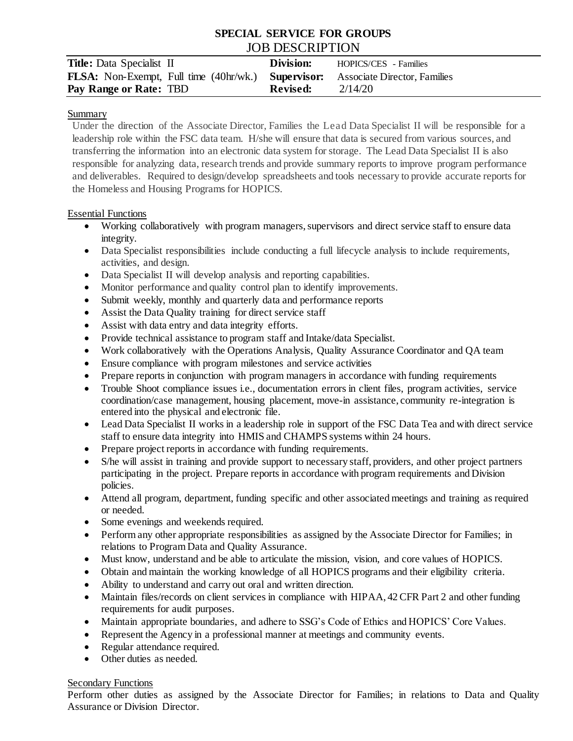# SPECIAL SERVICE FOR GROUPS

## JOB DESCRIPTION

| | | | |
|---|---|---|---|
| **Title:** Data Specialist II | | **Division:** | HOPICS/CES - Families |
| **FLSA:** Non-Exempt, Full time (40hr/wk.) | | **Supervisor:** | Associate Director, Families |
| **Pay Range or Rate:** TBD | | **Revised:** | 2/14/20 |

### Summary

Under the direction of the Associate Director, Families the Lead Data Specialist II will be responsible for a leadership role within the FSC data team. H/she will ensure that data is secured from various sources, and transferring the information into an electronic data system for storage. The Lead Data Specialist II is also responsible for analyzing data, research trends and provide summary reports to improve program performance and deliverables. Required to design/develop spreadsheets and tools necessary to provide accurate reports for the Homeless and Housing Programs for HOPICS.

### Essential Functions

- Working collaboratively with program managers, supervisors and direct service staff to ensure data integrity.
- Data Specialist responsibilities include conducting a full lifecycle analysis to include requirements, activities, and design.
- Data Specialist II will develop analysis and reporting capabilities.
- Monitor performance and quality control plan to identify improvements.
- Submit weekly, monthly and quarterly data and performance reports
- Assist the Data Quality training for direct service staff
- Assist with data entry and data integrity efforts.
- Provide technical assistance to program staff and Intake/data Specialist.
- Work collaboratively with the Operations Analysis, Quality Assurance Coordinator and QA team
- Ensure compliance with program milestones and service activities
- Prepare reports in conjunction with program managers in accordance with funding requirements
- Trouble Shoot compliance issues i.e., documentation errors in client files, program activities, service coordination/case management, housing placement, move-in assistance, community re-integration is entered into the physical and electronic file.
- Lead Data Specialist II works in a leadership role in support of the FSC Data Tea and with direct service staff to ensure data integrity into HMIS and CHAMPS systems within 24 hours.
- Prepare project reports in accordance with funding requirements.
- S/he will assist in training and provide support to necessary staff, providers, and other project partners participating in the project. Prepare reports in accordance with program requirements and Division policies.
- Attend all program, department, funding specific and other associated meetings and training as required or needed.
- Some evenings and weekends required.
- Perform any other appropriate responsibilities as assigned by the Associate Director for Families; in relations to Program Data and Quality Assurance.
- Must know, understand and be able to articulate the mission, vision, and core values of HOPICS.
- Obtain and maintain the working knowledge of all HOPICS programs and their eligibility criteria.
- Ability to understand and carry out oral and written direction.
- Maintain files/records on client services in compliance with HIPAA, 42 CFR Part 2 and other funding requirements for audit purposes.
- Maintain appropriate boundaries, and adhere to SSG's Code of Ethics and HOPICS' Core Values.
- Represent the Agency in a professional manner at meetings and community events.
- Regular attendance required.
- Other duties as needed.

### Secondary Functions

Perform other duties as assigned by the Associate Director for Families; in relations to Data and Quality Assurance or Division Director.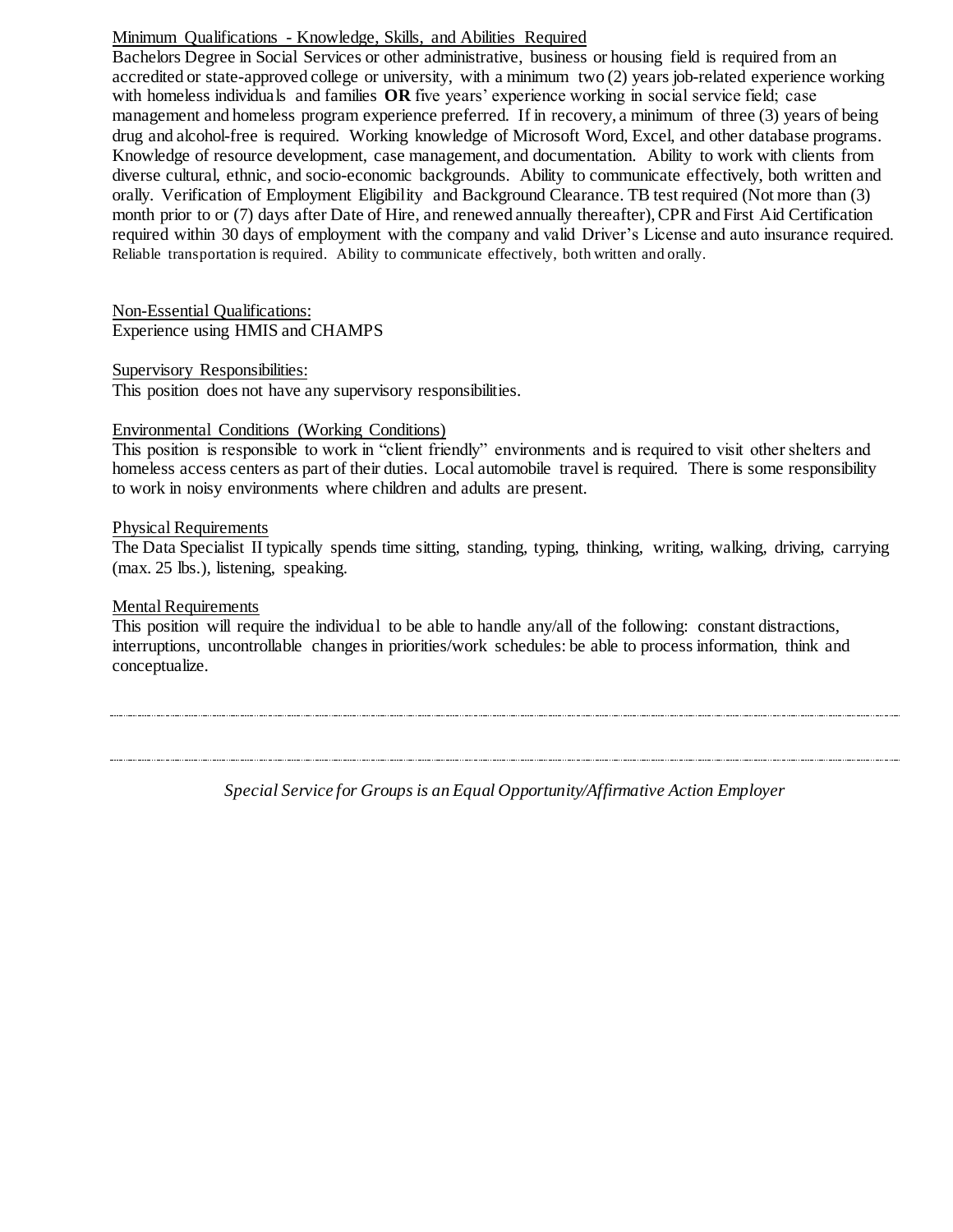Minimum Qualifications - Knowledge, Skills, and Abilities Required

Bachelors Degree in Social Services or other administrative, business or housing field is required from an accredited or state-approved college or university, with a minimum two (2) years job-related experience working with homeless individuals and families **OR** five years' experience working in social service field; case management and homeless program experience preferred. If in recovery, a minimum of three (3) years of being drug and alcohol-free is required. Working knowledge of Microsoft Word, Excel, and other database programs. Knowledge of resource development, case management, and documentation. Ability to work with clients from diverse cultural, ethnic, and socio-economic backgrounds. Ability to communicate effectively, both written and orally. Verification of Employment Eligibility and Background Clearance. TB test required (Not more than (3) month prior to or (7) days after Date of Hire, and renewed annually thereafter), CPR and First Aid Certification required within 30 days of employment with the company and valid Driver's License and auto insurance required. Reliable transportation is required. Ability to communicate effectively, both written and orally.

Non-Essential Qualifications:

Experience using HMIS and CHAMPS

Supervisory Responsibilities:

This position does not have any supervisory responsibilities.

Environmental Conditions (Working Conditions)

This position is responsible to work in "client friendly" environments and is required to visit other shelters and homeless access centers as part of their duties. Local automobile travel is required. There is some responsibility to work in noisy environments where children and adults are present.

Physical Requirements

The Data Specialist II typically spends time sitting, standing, typing, thinking, writing, walking, driving, carrying (max. 25 lbs.), listening, speaking.

Mental Requirements

This position will require the individual to be able to handle any/all of the following: constant distractions, interruptions, uncontrollable changes in priorities/work schedules: be able to process information, think and conceptualize.

---

---

*Special Service for Groups is an Equal Opportunity/Affirmative Action Employer*